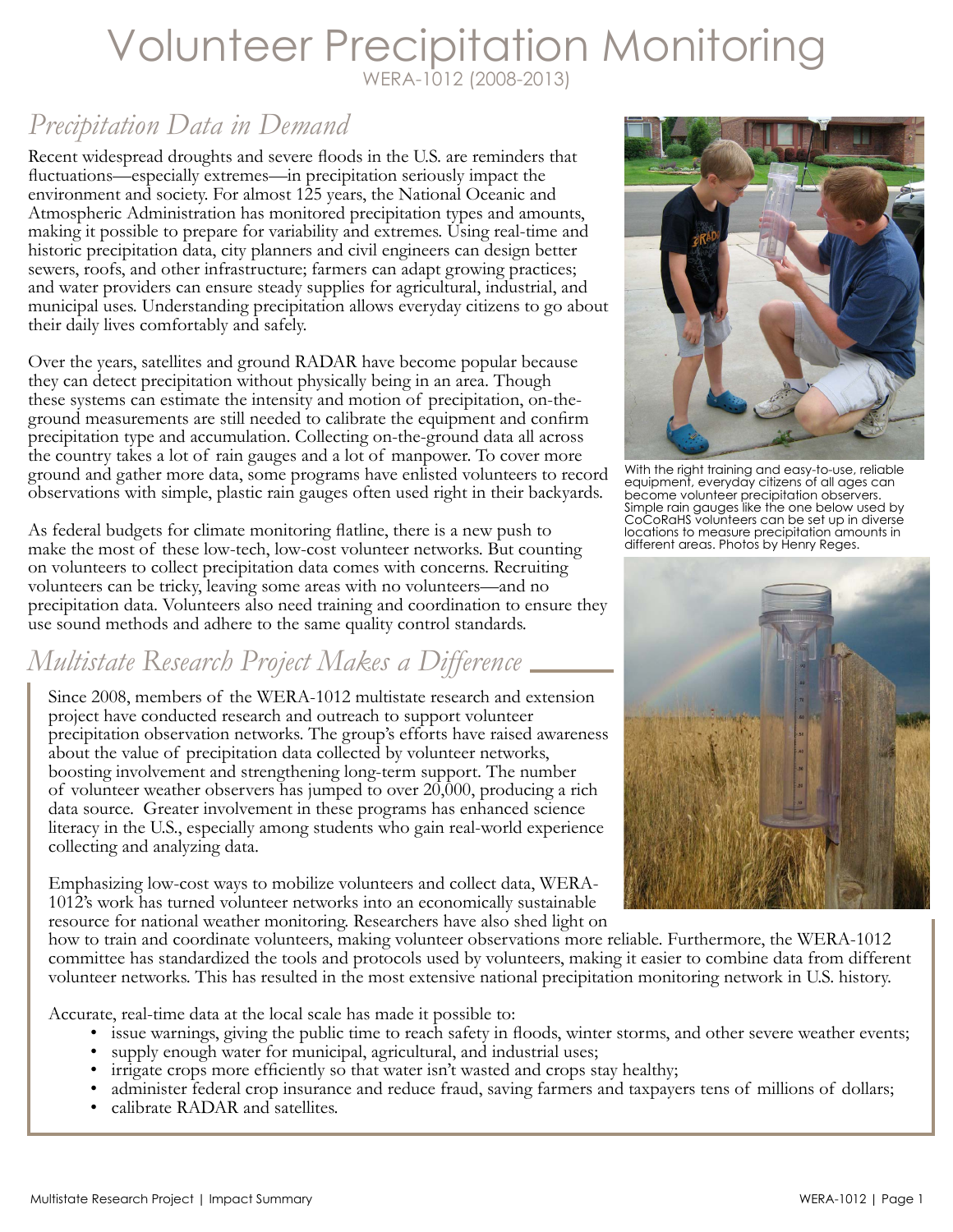# Volunteer Precipitation Monitoring

WERA-1012 (2008-2013)

## *Precipitation Data in Demand*

Recent widespread droughts and severe floods in the U.S. are reminders that fluctuations—especially extremes—in precipitation seriously impact the environment and society. For almost 125 years, the National Oceanic and Atmospheric Administration has monitored precipitation types and amounts, making it possible to prepare for variability and extremes. Using real-time and historic precipitation data, city planners and civil engineers can design better sewers, roofs, and other infrastructure; farmers can adapt growing practices; and water providers can ensure steady supplies for agricultural, industrial, and municipal uses. Understanding precipitation allows everyday citizens to go about their daily lives comfortably and safely.

Over the years, satellites and ground RADAR have become popular because they can detect precipitation without physically being in an area. Though these systems can estimate the intensity and motion of precipitation, on-the-ground measurements are still needed to calibrate the equipment and confirm precipitation type and accumulation. Collecting on-the-ground data all across the country takes a lot of rain gauges and a lot of manpower. To cover more ground and gather more data, some programs have enlisted volunteers to record observations with simple, plastic rain gauges often used right in their backyards.

As federal budgets for climate monitoring flatline, there is a new push to make the most of these low-tech, low-cost volunteer networks. But counting on volunteers to collect precipitation data comes with concerns. Recruiting volunteers can be tricky, leaving some areas with no volunteers—and no precipitation data. Volunteers also need training and coordination to ensure they use sound methods and adhere to the same quality control standards.

With the right training and easy-to-use, reliable equipment, everyday citizens of all ages can become volunteer precipitation observers. Simple rain gauges like the one below used by CoCoRaHS volunteers can be set up in diverse locations to measure precipitation amounts in different areas. Photos by Henry Reges.

## *Multistate Research Project Makes a Difference*

Since 2008, members of the WERA-1012 multistate research and extension project have conducted research and outreach to support volunteer precipitation observation networks. The group's efforts have raised awareness about the value of precipitation data collected by volunteer networks, boosting involvement and strengthening long-term support. The number of volunteer weather observers has jumped to over 20,000, producing a rich data source. Greater involvement in these programs has enhanced science literacy in the U.S., especially among students who gain real-world experience collecting and analyzing data.

Emphasizing low-cost ways to mobilize volunteers and collect data, WERA-1012's work has turned volunteer networks into an economically sustainable resource for national weather monitoring. Researchers have also shed light on how to train and coordinate volunteers, making volunteer observations more reliable. Furthermore, the WERA-1012 committee has standardized the tools and protocols used by volunteers, making it easier to combine data from different volunteer networks. This has resulted in the most extensive national precipitation monitoring network in U.S. history.

Accurate, real-time data at the local scale has made it possible to:

- issue warnings, giving the public time to reach safety in floods, winter storms, and other severe weather events;
- supply enough water for municipal, agricultural, and industrial uses;
- irrigate crops more efficiently so that water isn't wasted and crops stay healthy;
- administer federal crop insurance and reduce fraud, saving farmers and taxpayers tens of millions of dollars;
- calibrate RADAR and satellites.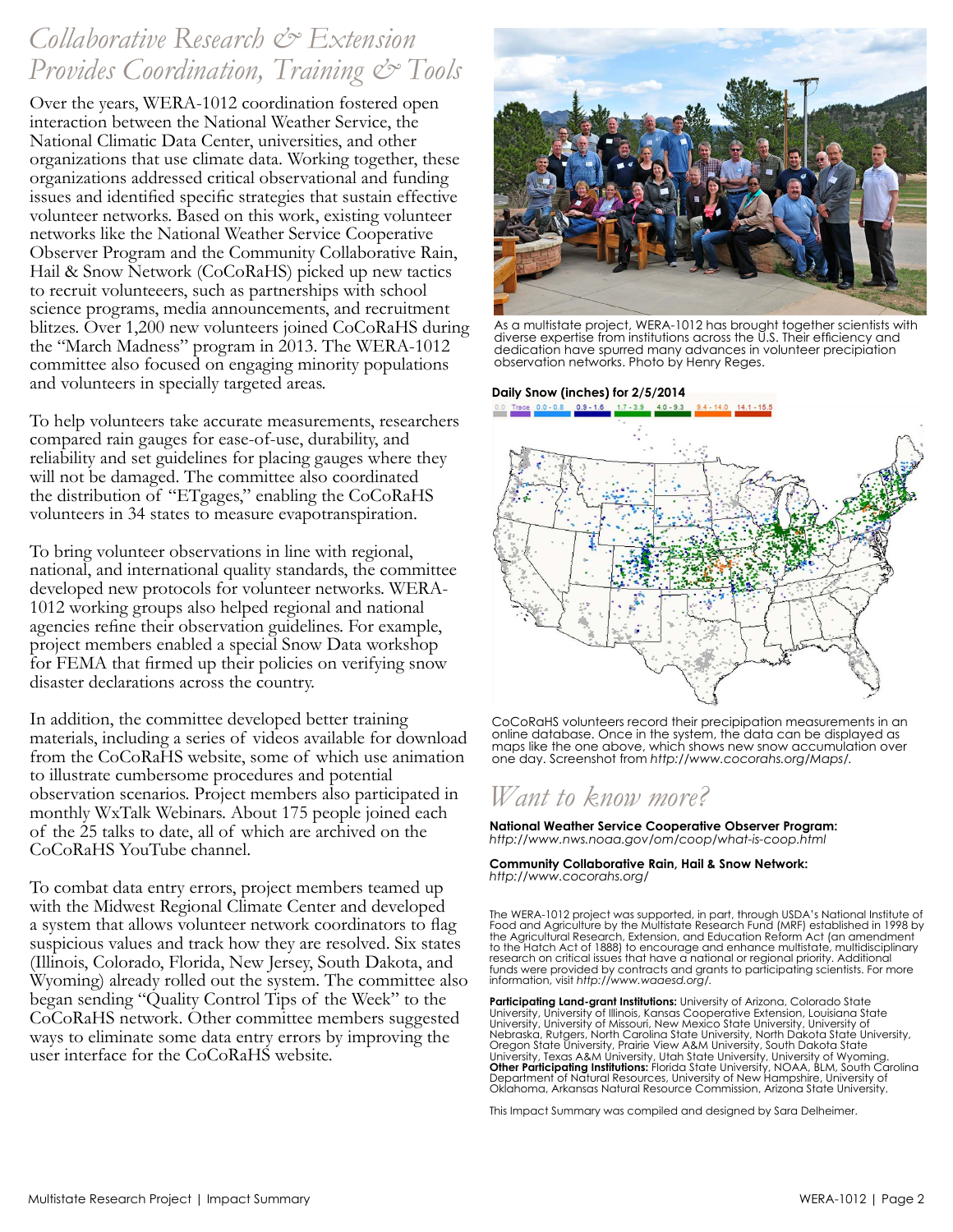# Collaborative Research & Extension Provides Coordination, Training & Tools

Over the years, WERA-1012 coordination fostered open interaction between the National Weather Service, the National Climatic Data Center, universities, and other organizations that use climate data. Working together, these organizations addressed critical observational and funding issues and identified specific strategies that sustain effective volunteer networks. Based on this work, existing volunteer networks like the National Weather Service Cooperative Observer Program and the Community Collaborative Rain, Hail & Snow Network (CoCoRaHS) picked up new tactics to recruit volunteeers, such as partnerships with school science programs, media announcements, and recruitment blitzes. Over 1,200 new volunteers joined CoCoRaHS during the "March Madness" program in 2013. The WERA-1012 committee also focused on engaging minority populations and volunteers in specially targeted areas.

To help volunteers take accurate measurements, researchers compared rain gauges for ease-of-use, durability, and reliability and set guidelines for placing gauges where they will not be damaged. The committee also coordinated the distribution of "ETgages," enabling the CoCoRaHS volunteers in 34 states to measure evapotranspiration.

To bring volunteer observations in line with regional, national, and international quality standards, the committee developed new protocols for volunteer networks. WERA-1012 working groups also helped regional and national agencies refine their observation guidelines. For example, project members enabled a special Snow Data workshop for FEMA that firmed up their policies on verifying snow disaster declarations across the country.

In addition, the committee developed better training materials, including a series of videos available for download from the CoCoRaHS website, some of which use animation to illustrate cumbersome procedures and potential observation scenarios. Project members also participated in monthly WxTalk Webinars. About 175 people joined each of the 25 talks to date, all of which are archived on the CoCoRaHS YouTube channel.

To combat data entry errors, project members teamed up with the Midwest Regional Climate Center and developed a system that allows volunteer network coordinators to flag suspicious values and track how they are resolved. Six states (Illinois, Colorado, Florida, New Jersey, South Dakota, and Wyoming) already rolled out the system. The committee also began sending "Quality Control Tips of the Week" to the CoCoRaHS network. Other committee members suggested ways to eliminate some data entry errors by improving the user interface for the CoCoRaHS website.

As a multistate project, WERA-1012 has brought together scientists with diverse expertise from institutions across the U.S. Their efficiency and dedication have spurred many advances in volunteer precipiation observation networks. Photo by Henry Reges.

**Daily Snow (inches) for 2/5/2014**

0.0 Trace 0.0 - 0.8 0.9 - 1.6 1.7 - 3.9 4.0 - 9.3 9.4 - 14.0 14.1 - 15.5

CoCoRaHS volunteers record their precipipation measurements in an online database. Once in the system, the data can be displayed as maps like the one above, which shows new snow accumulation over one day. Screenshot from *http://www.cocorahs.org/Maps/*.

## Want to know more?

**National Weather Service Cooperative Observer Program:**
*http://www.nws.noaa.gov/om/coop/what-is-coop.html*

**Community Collaborative Rain, Hail & Snow Network:**
*http://www.cocorahs.org/*

The WERA-1012 project was supported, in part, through USDA's National Institute of Food and Agriculture by the Multistate Research Fund (MRF) established in 1998 by the Agricultural Research, Extension, and Education Reform Act (an amendment to the Hatch Act of 1888) to encourage and enhance multistate, multidisciplinary research on critical issues that have a national or regional priority. Additional funds were provided by contracts and grants to participating scientists. For more information, visit *http://www.waaesd.org/*.

**Participating Land-grant Institutions:** University of Arizona, Colorado State University, University of Illinois, Kansas Cooperative Extension, Louisiana State University, University of Missouri, New Mexico State University, University of Nebraska, Rutgers, North Carolina State University, North Dakota State University, Oregon State University, Prairie View A&M University, South Dakota State University, Texas A&M University, Utah State University, University of Wyoming.
**Other Participating Institutions:** Florida State University, NOAA, BLM, South Carolina Department of Natural Resources, University of New Hampshire, University of Oklahoma, Arkansas Natural Resource Commission, Arizona State University.

This Impact Summary was compiled and designed by Sara Delheimer.